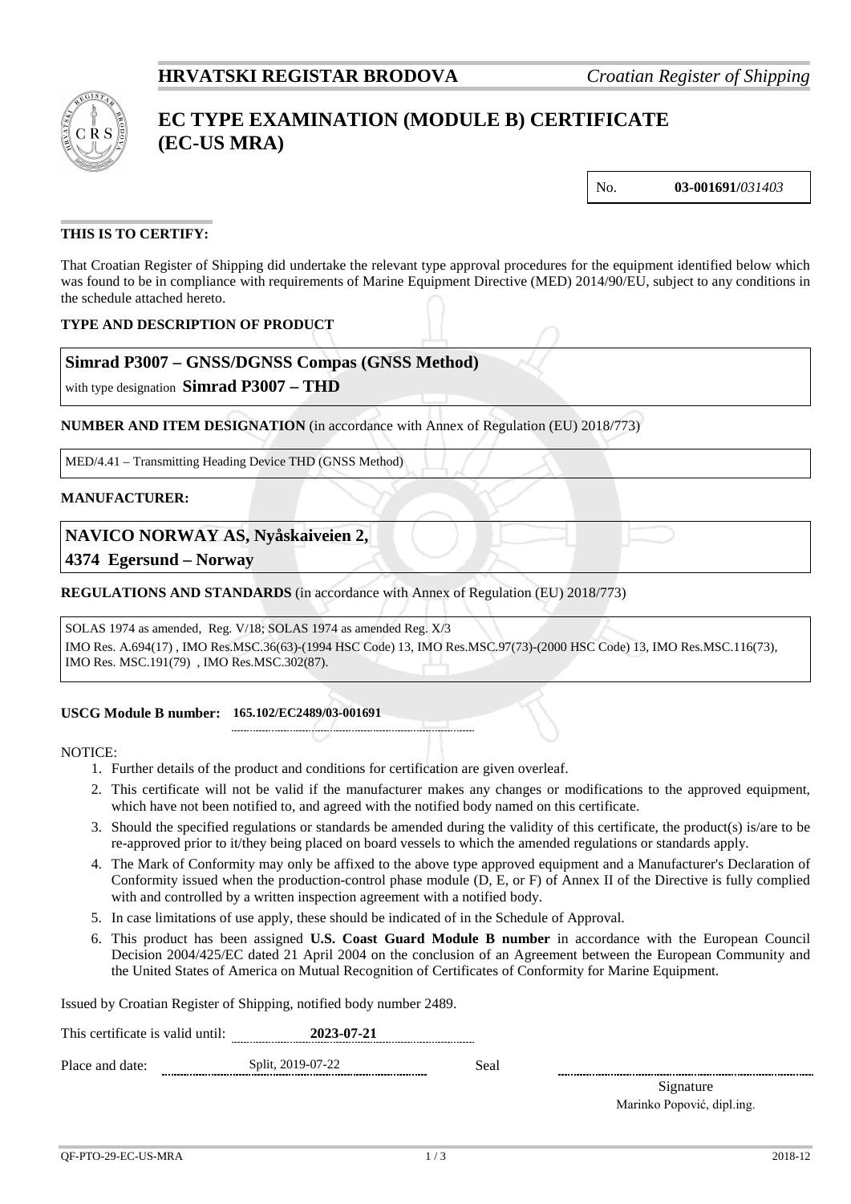**HRVATSKI REGISTAR BRODOVA** *Croatian Register of Shipping*

# EC TYPE EXAMINATION (MODULE B) CERTIFICATE (EC-US MRA)

No. **03-001691/***031403*

## THIS IS TO CERTIFY:

That Croatian Register of Shipping did undertake the relevant type approval procedures for the equipment identified below which was found to be in compliance with requirements of Marine Equipment Directive (MED) 2014/90/EU, subject to any conditions in the schedule attached hereto.

### TYPE AND DESCRIPTION OF PRODUCT

**Simrad P3007 – GNSS/DGNSS Compas (GNSS Method)**

with type designation **Simrad P3007 – THD**

### NUMBER AND ITEM DESIGNATION (in accordance with Annex of Regulation (EU) 2018/773)

MED/4.41 – Transmitting Heading Device THD (GNSS Method)

### MANUFACTURER:

**NAVICO NORWAY AS, Nyåskaiveien 2,**

**4374 Egersund – Norway**

### REGULATIONS AND STANDARDS (in accordance with Annex of Regulation (EU) 2018/773)

SOLAS 1974 as amended, Reg. V/18; SOLAS 1974 as amended Reg. X/3

IMO Res. A.694(17) , IMO Res.MSC.36(63)-(1994 HSC Code) 13, IMO Res.MSC.97(73)-(2000 HSC Code) 13, IMO Res.MSC.116(73), IMO Res. MSC.191(79) , IMO Res.MSC.302(87).

**USCG Module B number:** **165.102/EC2489/03-001691**

NOTICE:

1. Further details of the product and conditions for certification are given overleaf.
2. This certificate will not be valid if the manufacturer makes any changes or modifications to the approved equipment, which have not been notified to, and agreed with the notified body named on this certificate.
3. Should the specified regulations or standards be amended during the validity of this certificate, the product(s) is/are to be re-approved prior to it/they being placed on board vessels to which the amended regulations or standards apply.
4. The Mark of Conformity may only be affixed to the above type approved equipment and a Manufacturer's Declaration of Conformity issued when the production-control phase module (D, E, or F) of Annex II of the Directive is fully complied with and controlled by a written inspection agreement with a notified body.
5. In case limitations of use apply, these should be indicated of in the Schedule of Approval.
6. This product has been assigned **U.S. Coast Guard Module B number** in accordance with the European Council Decision 2004/425/EC dated 21 April 2004 on the conclusion of an Agreement between the European Community and the United States of America on Mutual Recognition of Certificates of Conformity for Marine Equipment.

Issued by Croatian Register of Shipping, notified body number 2489.

This certificate is valid until: **2023-07-21**

Place and date: Split, 2019-07-22 Seal

Signature

Marinko Popović, dipl.ing.

QF-PTO-29-EC-US-MRA 2018-12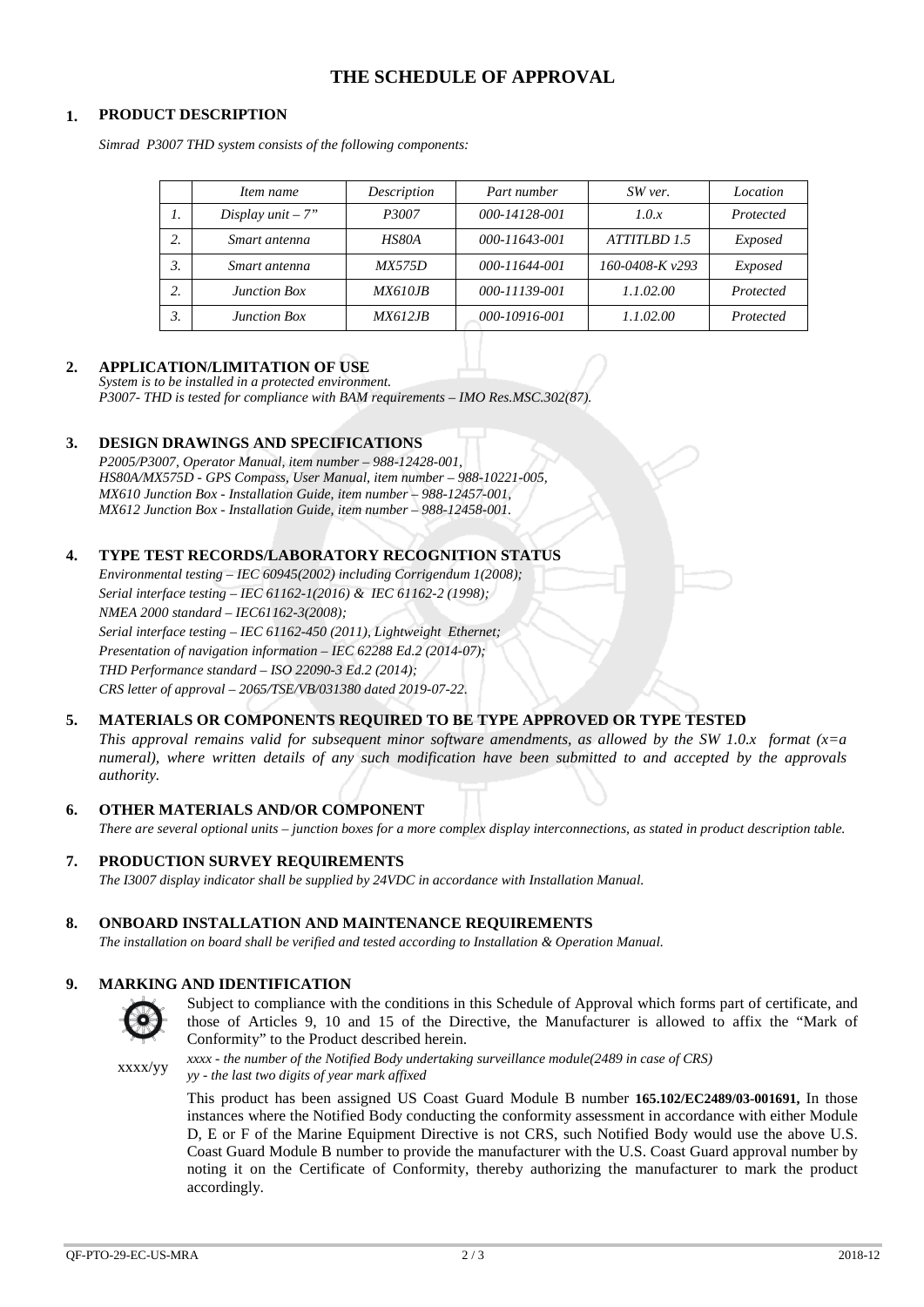# THE SCHEDULE OF APPROVAL

## 1. PRODUCT DESCRIPTION

*Simrad P3007 THD system consists of the following components:*

| | *Item name* | *Description* | *Part number* | *SW ver.* | *Location* |
|---|---|---|---|---|---|
| *1.* | *Display unit – 7"* | *P3007* | *000-14128-001* | *1.0.x* | *Protected* |
| *2.* | *Smart antenna* | *HS80A* | *000-11643-001* | *ATTITLBD 1.5* | *Exposed* |
| *3.* | *Smart antenna* | *MX575D* | *000-11644-001* | *160-0408-K v293* | *Exposed* |
| *2.* | *Junction Box* | *MX610JB* | *000-11139-001* | *1.1.02.00* | *Protected* |
| *3.* | *Junction Box* | *MX612JB* | *000-10916-001* | *1.1.02.00* | *Protected* |

## 2. APPLICATION/LIMITATION OF USE

*System is to be installed in a protected environment.*
*P3007- THD is tested for compliance with BAM requirements – IMO Res.MSC.302(87).*

## 3. DESIGN DRAWINGS AND SPECIFICATIONS

*P2005/P3007, Operator Manual, item number – 988-12428-001,*
*HS80A/MX575D - GPS Compass, User Manual, item number – 988-10221-005,*
*MX610 Junction Box - Installation Guide, item number – 988-12457-001,*
*MX612 Junction Box - Installation Guide, item number – 988-12458-001.*

## 4. TYPE TEST RECORDS/LABORATORY RECOGNITION STATUS

*Environmental testing – IEC 60945(2002) including Corrigendum 1(2008);*
*Serial interface testing – IEC 61162-1(2016) & IEC 61162-2 (1998);*
*NMEA 2000 standard – IEC61162-3(2008);*
*Serial interface testing – IEC 61162-450 (2011), Lightweight Ethernet;*
*Presentation of navigation information – IEC 62288 Ed.2 (2014-07);*
*THD Performance standard – ISO 22090-3 Ed.2 (2014);*
*CRS letter of approval – 2065/TSE/VB/031380 dated 2019-07-22.*

## 5. MATERIALS OR COMPONENTS REQUIRED TO BE TYPE APPROVED OR TYPE TESTED

*This approval remains valid for subsequent minor software amendments, as allowed by the SW 1.0.x format (x=a numeral), where written details of any such modification have been submitted to and accepted by the approvals authority.*

## 6. OTHER MATERIALS AND/OR COMPONENT

*There are several optional units – junction boxes for a more complex display interconnections, as stated in product description table.*

## 7. PRODUCTION SURVEY REQUIREMENTS

*The I3007 display indicator shall be supplied by 24VDC in accordance with Installation Manual.*

## 8. ONBOARD INSTALLATION AND MAINTENANCE REQUIREMENTS

*The installation on board shall be verified and tested according to Installation & Operation Manual.*

## 9. MARKING AND IDENTIFICATION

Subject to compliance with the conditions in this Schedule of Approval which forms part of certificate, and those of Articles 9, 10 and 15 of the Directive, the Manufacturer is allowed to affix the "Mark of Conformity" to the Product described herein.

xxxx/yy

*xxxx - the number of the Notified Body undertaking surveillance module(2489 in case of CRS)*
*yy - the last two digits of year mark affixed*

This product has been assigned US Coast Guard Module B number **165.102/EC2489/03-001691,** In those instances where the Notified Body conducting the conformity assessment in accordance with either Module D, E or F of the Marine Equipment Directive is not CRS, such Notified Body would use the above U.S. Coast Guard Module B number to provide the manufacturer with the U.S. Coast Guard approval number by noting it on the Certificate of Conformity, thereby authorizing the manufacturer to mark the product accordingly.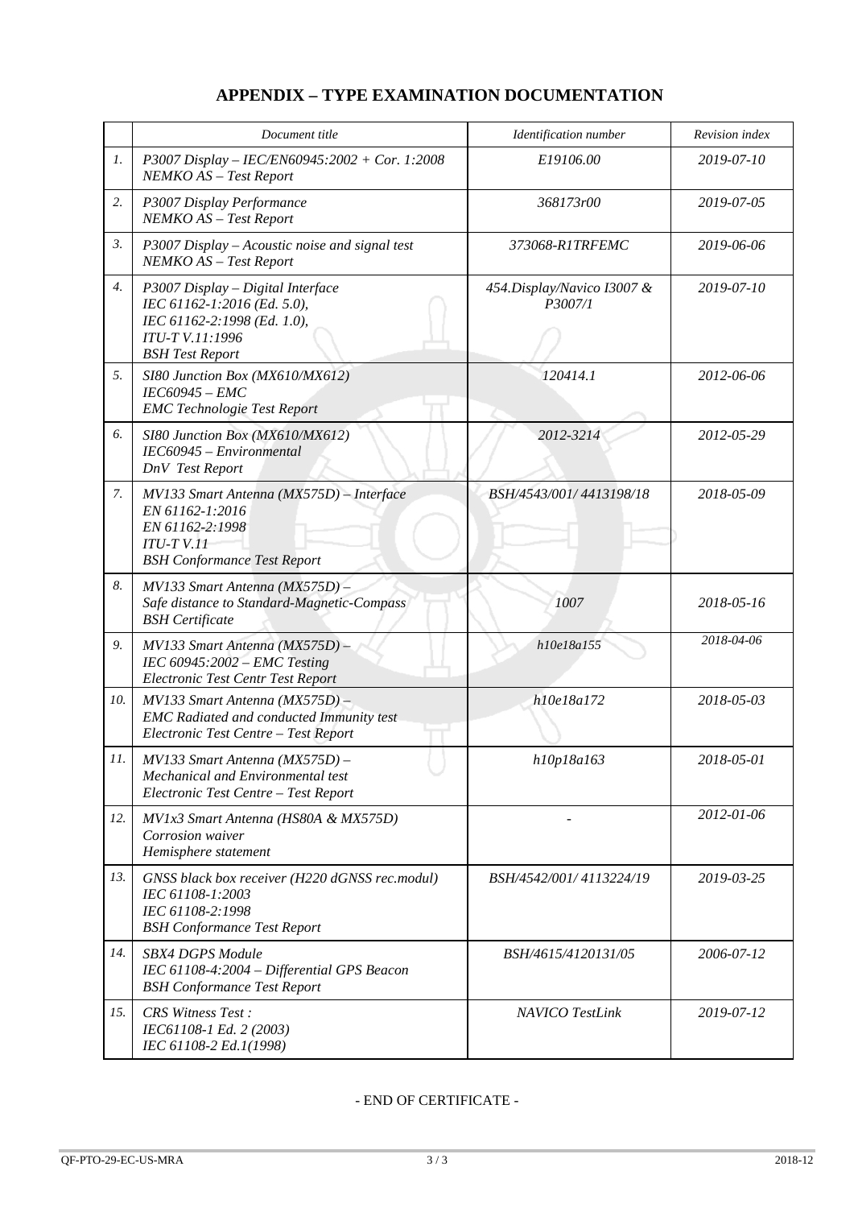## APPENDIX – TYPE EXAMINATION DOCUMENTATION

| | *Document title* | *Identification number* | *Revision index* |
|---|---|---|---|
| *1.* | *P3007 Display – IEC/EN60945:2002 + Cor. 1:2008*<br>*NEMKO AS – Test Report* | *E19106.00* | *2019-07-10* |
| *2.* | *P3007 Display Performance*<br>*NEMKO AS – Test Report* | *368173r00* | *2019-07-05* |
| *3.* | *P3007 Display – Acoustic noise and signal test*<br>*NEMKO AS – Test Report* | *373068-R1TRFEMC* | *2019-06-06* |
| *4.* | *P3007 Display – Digital Interface*<br>*IEC 61162-1:2016 (Ed. 5.0),*<br>*IEC 61162-2:1998 (Ed. 1.0),*<br>*ITU-T V.11:1996*<br>*BSH Test Report* | *454.Display/Navico I3007 & P3007/1* | *2019-07-10* |
| *5.* | *SI80 Junction Box (MX610/MX612)*<br>*IEC60945 – EMC*<br>*EMC Technologie Test Report* | *120414.1* | *2012-06-06* |
| *6.* | *SI80 Junction Box (MX610/MX612)*<br>*IEC60945 – Environmental*<br>*DnV Test Report* | *2012-3214* | *2012-05-29* |
| *7.* | *MV133 Smart Antenna (MX575D) – Interface*<br>*EN 61162-1:2016*<br>*EN 61162-2:1998*<br>*ITU-T V.11*<br>*BSH Conformance Test Report* | *BSH/4543/001/ 4413198/18* | *2018-05-09* |
| *8.* | *MV133 Smart Antenna (MX575D) –*<br>*Safe distance to Standard-Magnetic-Compass*<br>*BSH Certificate* | *1007* | *2018-05-16* |
| *9.* | *MV133 Smart Antenna (MX575D) –*<br>*IEC 60945:2002 – EMC Testing*<br>*Electronic Test Centr Test Report* | *h10e18a155* | *2018-04-06* |
| *10.* | *MV133 Smart Antenna (MX575D) –*<br>*EMC Radiated and conducted Immunity test*<br>*Electronic Test Centre – Test Report* | *h10e18a172* | *2018-05-03* |
| *11.* | *MV133 Smart Antenna (MX575D) –*<br>*Mechanical and Environmental test*<br>*Electronic Test Centre – Test Report* | *h10p18a163* | *2018-05-01* |
| *12.* | *MV1x3 Smart Antenna (HS80A & MX575D)*<br>*Corrosion waiver*<br>*Hemisphere statement* | - | *2012-01-06* |
| *13.* | *GNSS black box receiver (H220 dGNSS rec.modul)*<br>*IEC 61108-1:2003*<br>*IEC 61108-2:1998*<br>*BSH Conformance Test Report* | *BSH/4542/001/ 4113224/19* | *2019-03-25* |
| *14.* | *SBX4 DGPS Module*<br>*IEC 61108-4:2004 – Differential GPS Beacon*<br>*BSH Conformance Test Report* | *BSH/4615/4120131/05* | *2006-07-12* |
| *15.* | *CRS Witness Test :*<br>*IEC61108-1 Ed. 2 (2003)*<br>*IEC 61108-2 Ed.1(1998)* | *NAVICO TestLink* | *2019-07-12* |

- END OF CERTIFICATE -

QF-PTO-29-EC-US-MRA 2018-12